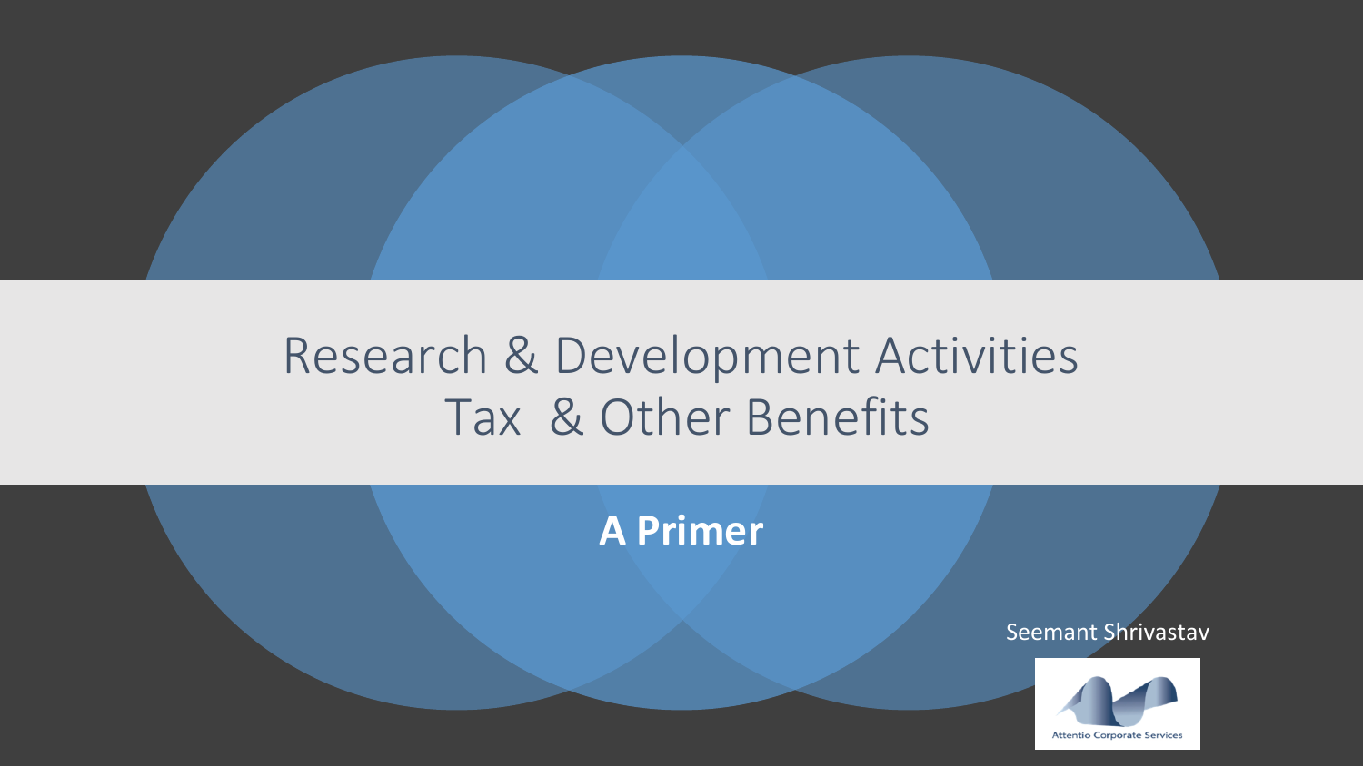# Research & Development Activities Tax & Other Benefits

**A Primer**

Seemant Shrivastav

Attentio Corporate Services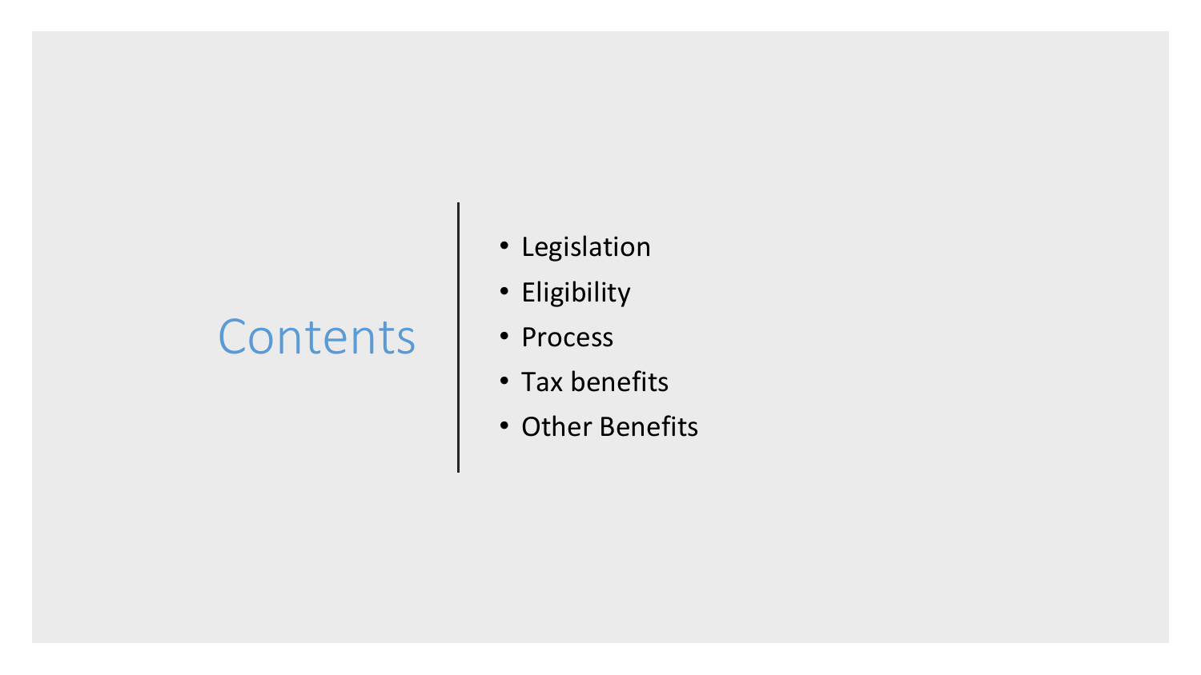# Contents

- Legislation
- Eligibility
- Process
- Tax benefits
- Other Benefits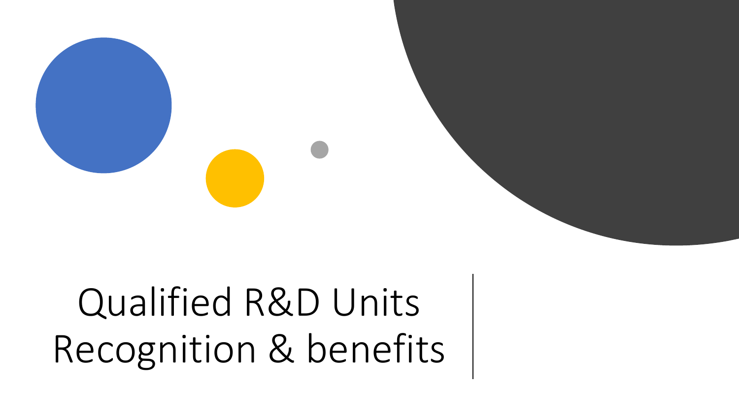# Qualified R&D Units Recognition & benefits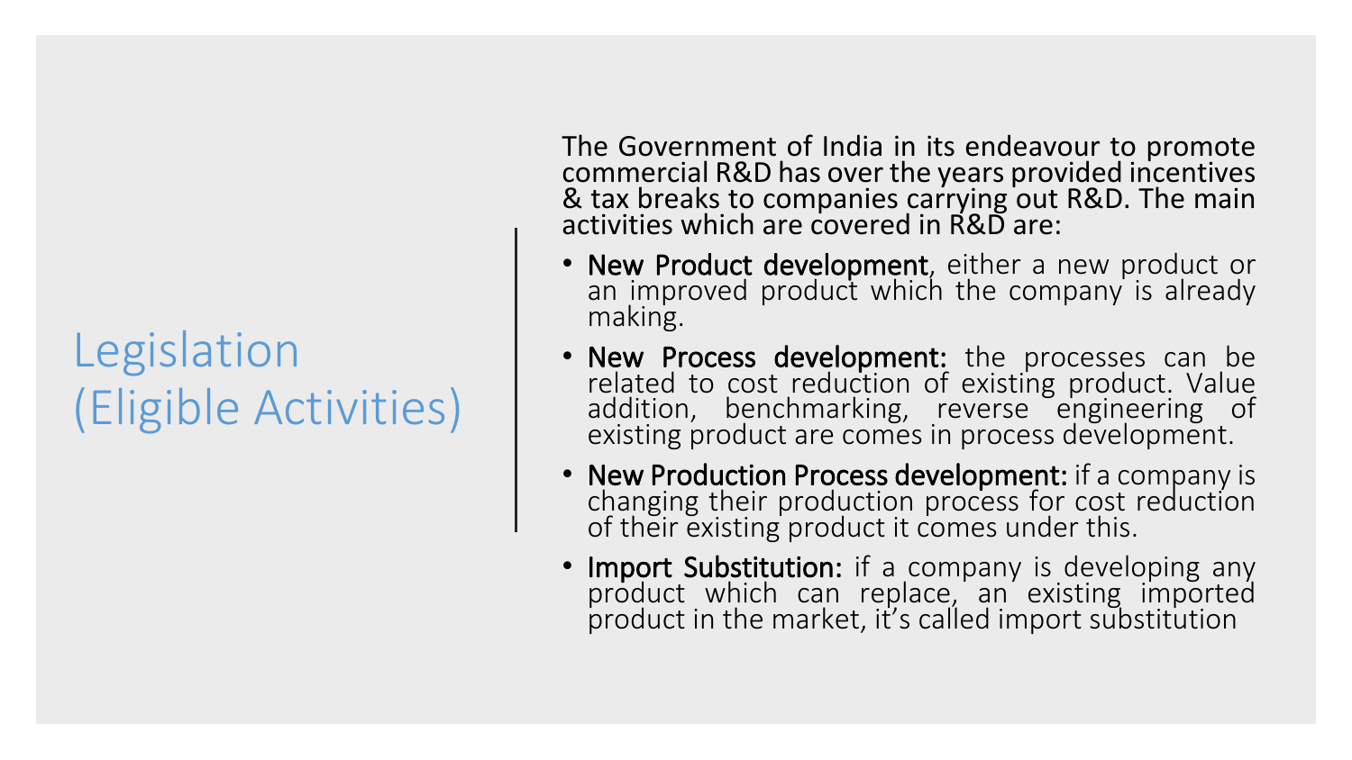# Legislation (Eligible Activities)

The Government of India in its endeavour to promote commercial R&D has over the years provided incentives & tax breaks to companies carrying out R&D. The main activities which are covered in R&D are:

- **New Product development**, either a new product or an improved product which the company is already making.
- **New Process development:** the processes can be related to cost reduction of existing product. Value addition, benchmarking, reverse engineering of existing product are comes in process development.
- **New Production Process development:** if a company is changing their production process for cost reduction of their existing product it comes under this.
- **Import Substitution:** if a company is developing any product which can replace, an existing imported product in the market, it's called import substitution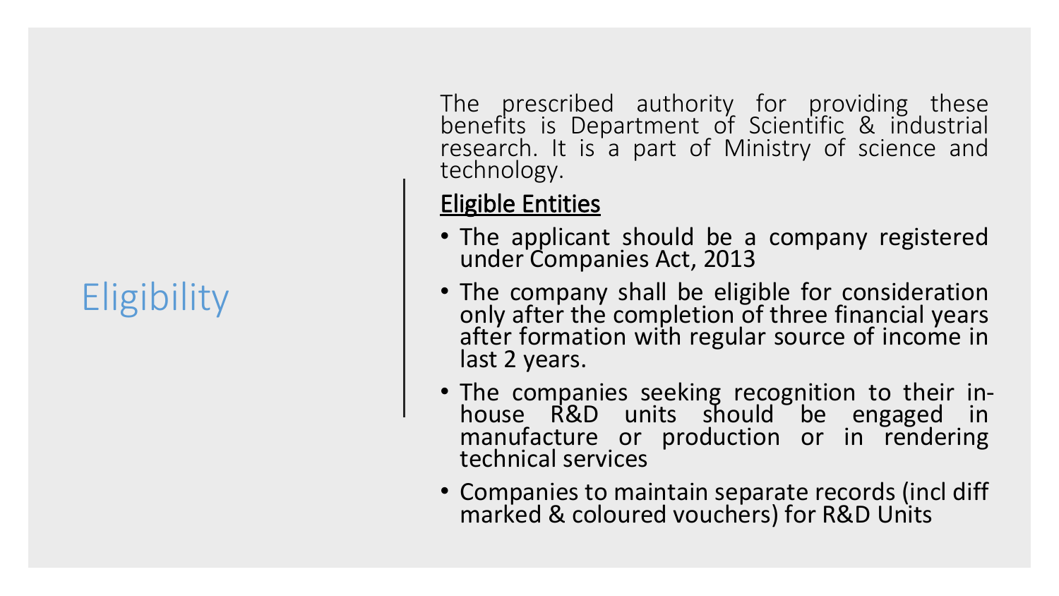# Eligibility

The prescribed authority for providing these benefits is Department of Scientific & industrial research. It is a part of Ministry of science and technology.

**Eligible Entities**

- The applicant should be a company registered under Companies Act, 2013
- The company shall be eligible for consideration only after the completion of three financial years after formation with regular source of income in last 2 years.
- The companies seeking recognition to their in-house R&D units should be engaged in manufacture or production or in rendering technical services
- Companies to maintain separate records (incl diff marked & coloured vouchers) for R&D Units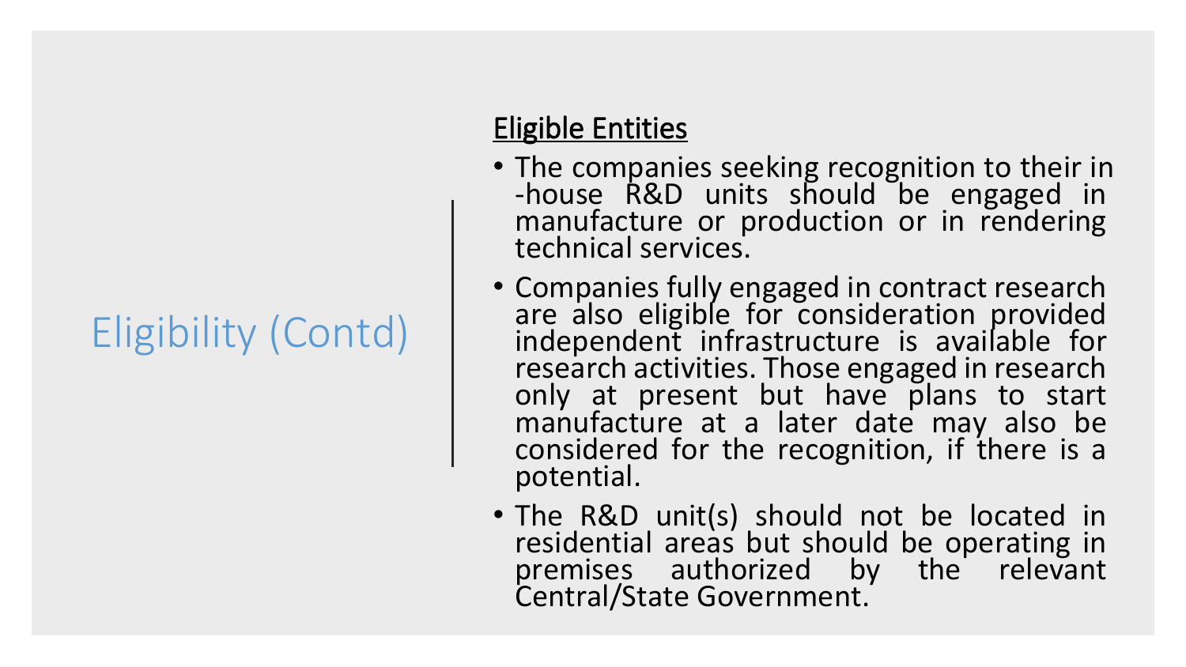# Eligibility (Contd)

**Eligible Entities**

- The companies seeking recognition to their in-house R&D units should be engaged in manufacture or production or in rendering technical services.
- Companies fully engaged in contract research are also eligible for consideration provided independent infrastructure is available for research activities. Those engaged in research only at present but have plans to start manufacture at a later date may also be considered for the recognition, if there is a potential.
- The R&D unit(s) should not be located in residential areas but should be operating in premises authorized by the relevant Central/State Government.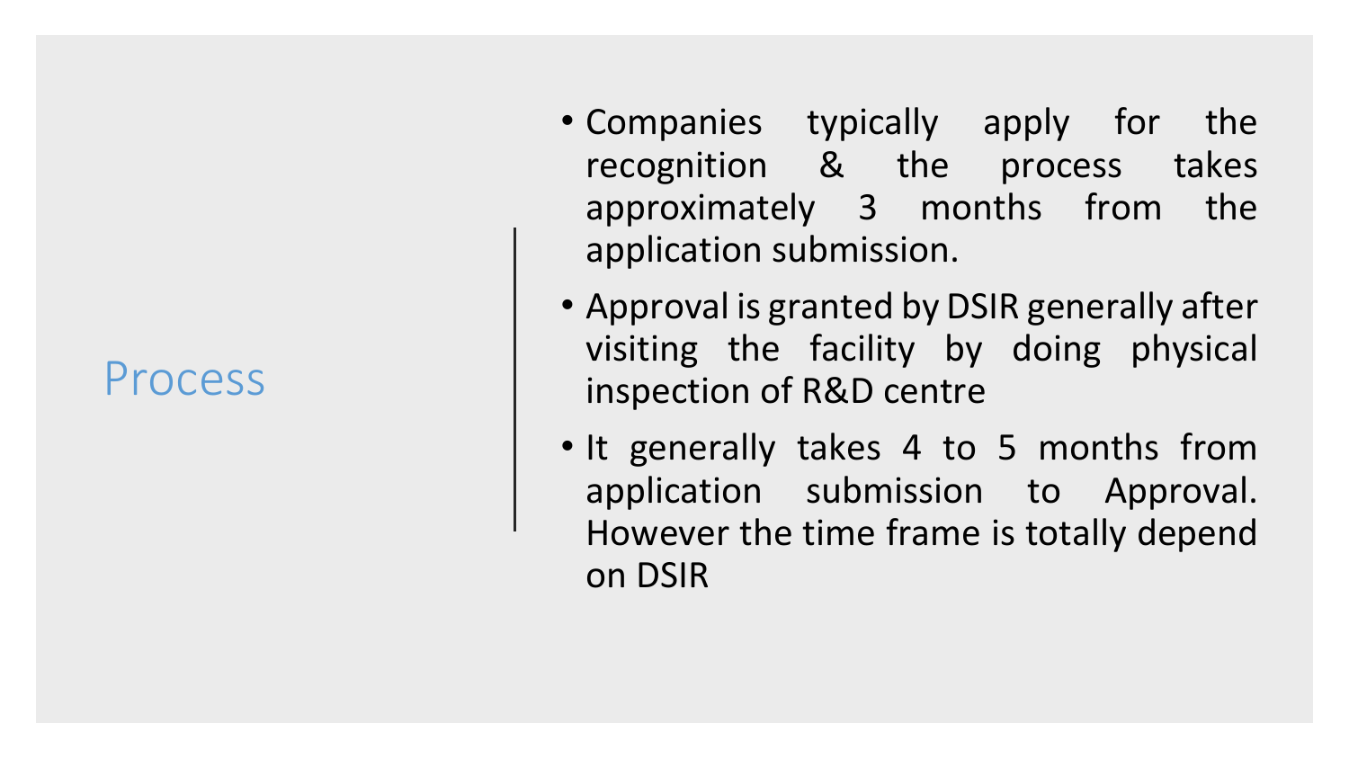## Process

- Companies typically apply for the recognition & the process takes approximately 3 months from the application submission.
- Approval is granted by DSIR generally after visiting the facility by doing physical inspection of R&D centre
- It generally takes 4 to 5 months from application submission to Approval. However the time frame is totally depend on DSIR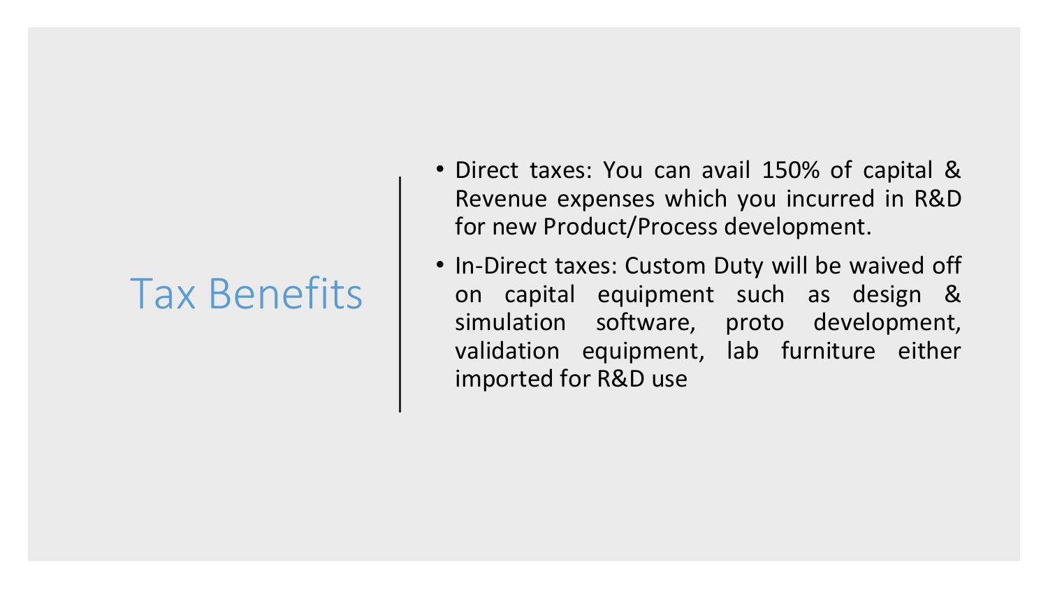# Tax Benefits

- Direct taxes: You can avail 150% of capital & Revenue expenses which you incurred in R&D for new Product/Process development.
- In-Direct taxes: Custom Duty will be waived off on capital equipment such as design & simulation software, proto development, validation equipment, lab furniture either imported for R&D use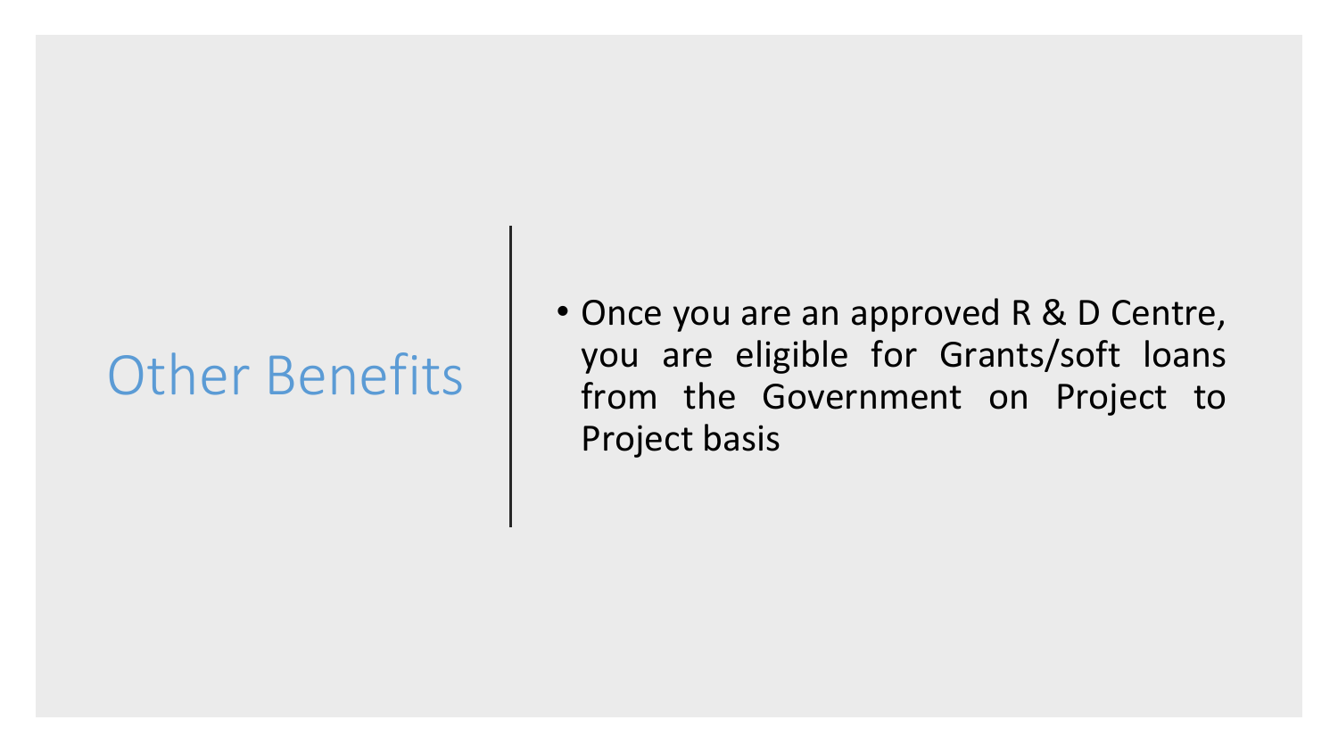# Other Benefits

- Once you are an approved R & D Centre, you are eligible for Grants/soft loans from the Government on Project to Project basis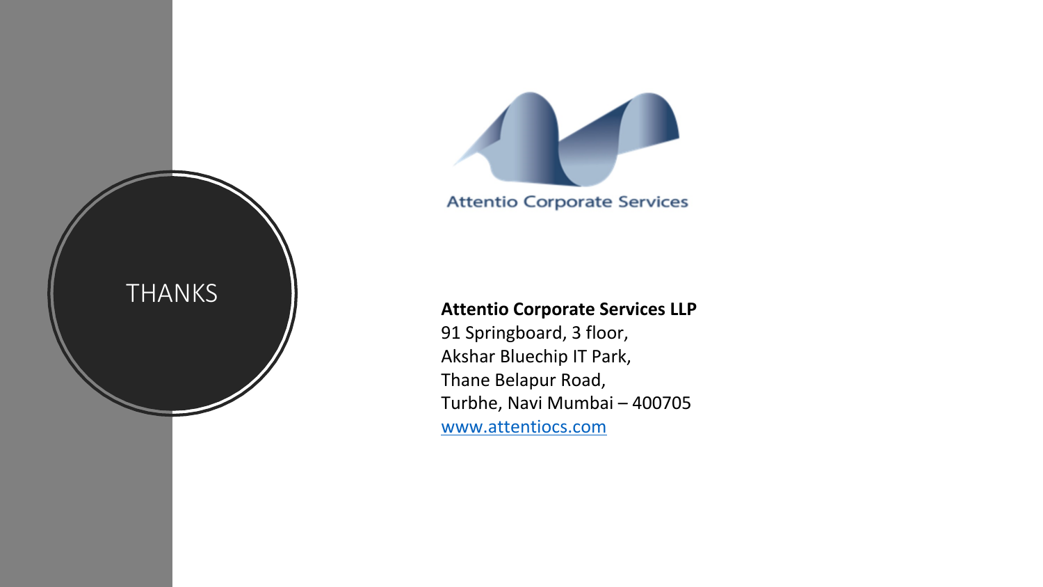THANKS

Attentio Corporate Services

**Attentio Corporate Services LLP**
91 Springboard, 3 floor,
Akshar Bluechip IT Park,
Thane Belapur Road,
Turbhe, Navi Mumbai – 400705
[www.attentiocs.com](http://www.attentiocs.com)